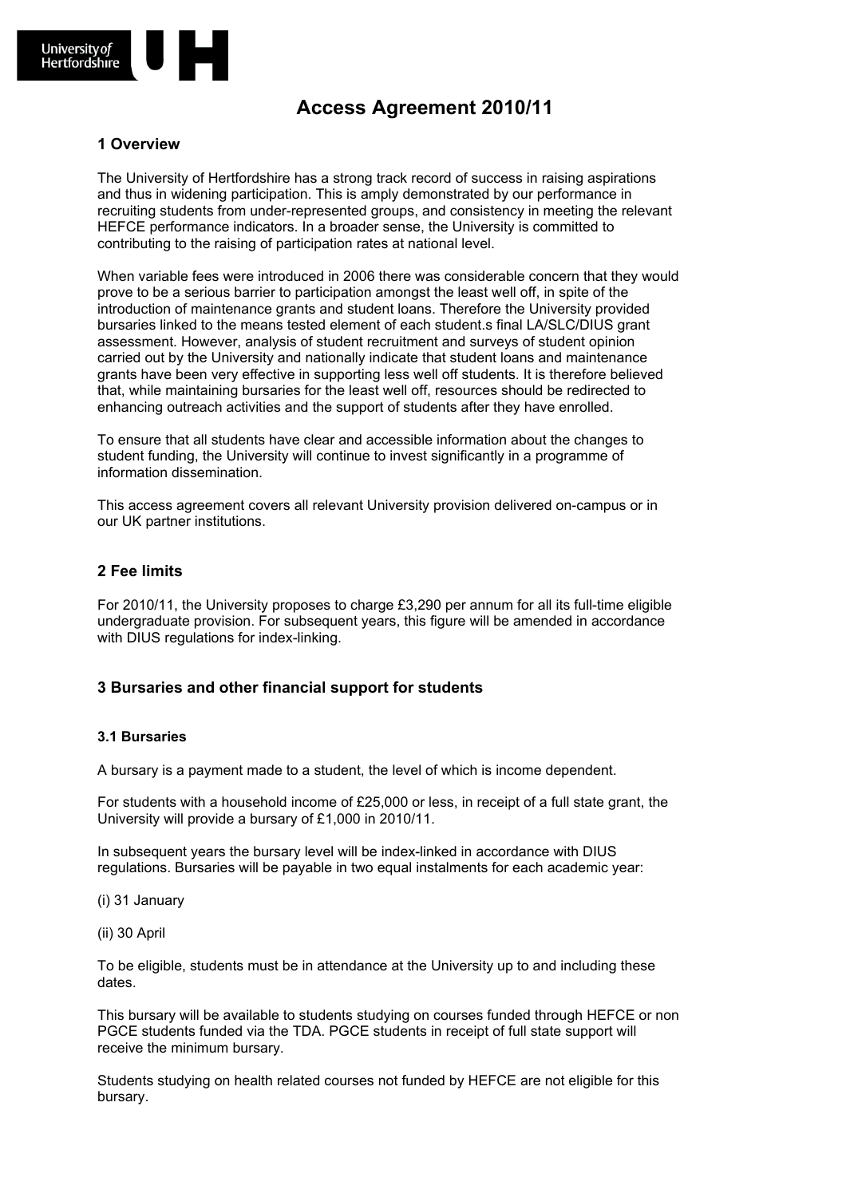# Access Agreement 2010/11

## 1 Overview

The University of Hertfordshire has a strong track record of success in raising aspirations and thus in widening participation. This is amply demonstrated by our performance in recruiting students from under-represented groups, and consistency in meeting the relevant HEFCE performance indicators. In a broader sense, the University is committed to contributing to the raising of participation rates at national level.

When variable fees were introduced in 2006 there was considerable concern that they would prove to be a serious barrier to participation amongst the least well off, in spite of the introduction of maintenance grants and student loans. Therefore the University provided bursaries linked to the means tested element of each student.s final LA/SLC/DIUS grant assessment. However, analysis of student recruitment and surveys of student opinion carried out by the University and nationally indicate that student loans and maintenance grants have been very effective in supporting less well off students. It is therefore believed that, while maintaining bursaries for the least well off, resources should be redirected to enhancing outreach activities and the support of students after they have enrolled.

To ensure that all students have clear and accessible information about the changes to student funding, the University will continue to invest significantly in a programme of information dissemination.

This access agreement covers all relevant University provision delivered on-campus or in our UK partner institutions.

## 2 Fee limits

For 2010/11, the University proposes to charge £3,290 per annum for all its full-time eligible undergraduate provision. For subsequent years, this figure will be amended in accordance with DIUS regulations for index-linking.

## 3 Bursaries and other financial support for students

### 3.1 Bursaries

A bursary is a payment made to a student, the level of which is income dependent.

For students with a household income of £25,000 or less, in receipt of a full state grant, the University will provide a bursary of £1,000 in 2010/11.

In subsequent years the bursary level will be index-linked in accordance with DIUS regulations. Bursaries will be payable in two equal instalments for each academic year:

(i) 31 January

(ii) 30 April

To be eligible, students must be in attendance at the University up to and including these dates.

This bursary will be available to students studying on courses funded through HEFCE or non PGCE students funded via the TDA. PGCE students in receipt of full state support will receive the minimum bursary.

Students studying on health related courses not funded by HEFCE are not eligible for this bursary.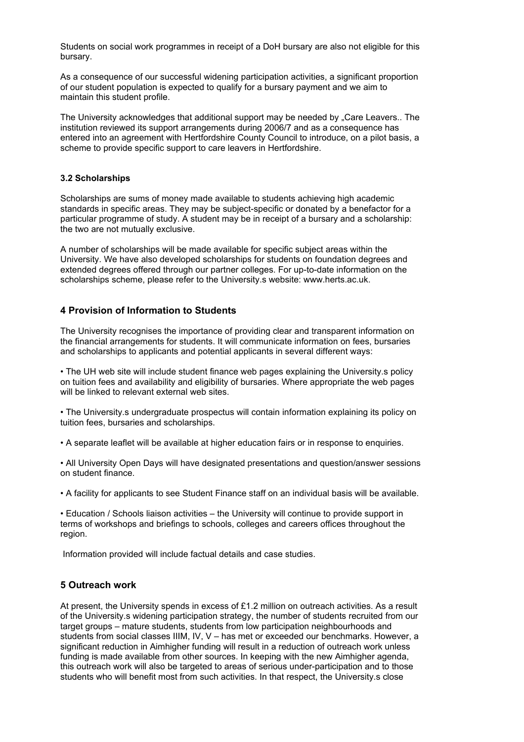Students on social work programmes in receipt of a DoH bursary are also not eligible for this bursary.

As a consequence of our successful widening participation activities, a significant proportion of our student population is expected to qualify for a bursary payment and we aim to maintain this student profile.

The University acknowledges that additional support may be needed by „Care Leavers.. The institution reviewed its support arrangements during 2006/7 and as a consequence has entered into an agreement with Hertfordshire County Council to introduce, on a pilot basis, a scheme to provide specific support to care leavers in Hertfordshire.

### 3.2 Scholarships

Scholarships are sums of money made available to students achieving high academic standards in specific areas. They may be subject-specific or donated by a benefactor for a particular programme of study. A student may be in receipt of a bursary and a scholarship: the two are not mutually exclusive.

A number of scholarships will be made available for specific subject areas within the University. We have also developed scholarships for students on foundation degrees and extended degrees offered through our partner colleges. For up-to-date information on the scholarships scheme, please refer to the University.s website: www.herts.ac.uk.

## 4 Provision of Information to Students

The University recognises the importance of providing clear and transparent information on the financial arrangements for students. It will communicate information on fees, bursaries and scholarships to applicants and potential applicants in several different ways:

- The UH web site will include student finance web pages explaining the University.s policy on tuition fees and availability and eligibility of bursaries. Where appropriate the web pages will be linked to relevant external web sites.
- The University.s undergraduate prospectus will contain information explaining its policy on tuition fees, bursaries and scholarships.
- A separate leaflet will be available at higher education fairs or in response to enquiries.
- All University Open Days will have designated presentations and question/answer sessions on student finance.
- A facility for applicants to see Student Finance staff on an individual basis will be available.
- Education / Schools liaison activities – the University will continue to provide support in terms of workshops and briefings to schools, colleges and careers offices throughout the region.

Information provided will include factual details and case studies.

## 5 Outreach work

At present, the University spends in excess of £1.2 million on outreach activities. As a result of the University.s widening participation strategy, the number of students recruited from our target groups – mature students, students from low participation neighbourhoods and students from social classes IIIM, IV, V – has met or exceeded our benchmarks. However, a significant reduction in Aimhigher funding will result in a reduction of outreach work unless funding is made available from other sources. In keeping with the new Aimhigher agenda, this outreach work will also be targeted to areas of serious under-participation and to those students who will benefit most from such activities. In that respect, the University.s close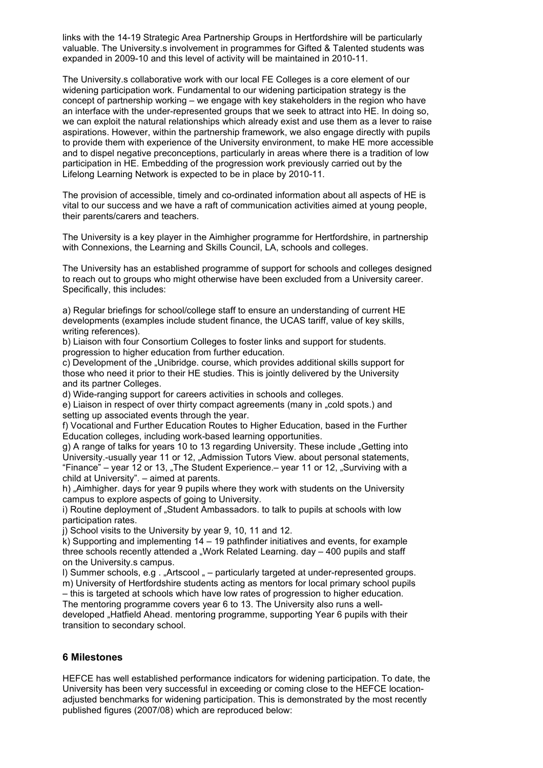links with the 14-19 Strategic Area Partnership Groups in Hertfordshire will be particularly valuable. The University.s involvement in programmes for Gifted & Talented students was expanded in 2009-10 and this level of activity will be maintained in 2010-11.

The University.s collaborative work with our local FE Colleges is a core element of our widening participation work. Fundamental to our widening participation strategy is the concept of partnership working – we engage with key stakeholders in the region who have an interface with the under-represented groups that we seek to attract into HE. In doing so, we can exploit the natural relationships which already exist and use them as a lever to raise aspirations. However, within the partnership framework, we also engage directly with pupils to provide them with experience of the University environment, to make HE more accessible and to dispel negative preconceptions, particularly in areas where there is a tradition of low participation in HE. Embedding of the progression work previously carried out by the Lifelong Learning Network is expected to be in place by 2010-11.

The provision of accessible, timely and co-ordinated information about all aspects of HE is vital to our success and we have a raft of communication activities aimed at young people, their parents/carers and teachers.

The University is a key player in the Aimhigher programme for Hertfordshire, in partnership with Connexions, the Learning and Skills Council, LA, schools and colleges.

The University has an established programme of support for schools and colleges designed to reach out to groups who might otherwise have been excluded from a University career. Specifically, this includes:

a) Regular briefings for school/college staff to ensure an understanding of current HE developments (examples include student finance, the UCAS tariff, value of key skills, writing references).
b) Liaison with four Consortium Colleges to foster links and support for students. progression to higher education from further education.
c) Development of the „Unibridge. course, which provides additional skills support for those who need it prior to their HE studies. This is jointly delivered by the University and its partner Colleges.
d) Wide-ranging support for careers activities in schools and colleges.
e) Liaison in respect of over thirty compact agreements (many in „cold spots.) and setting up associated events through the year.
f) Vocational and Further Education Routes to Higher Education, based in the Further Education colleges, including work-based learning opportunities.
g) A range of talks for years 10 to 13 regarding University. These include „Getting into University.-usually year 11 or 12, „Admission Tutors View. about personal statements, "Finance" – year 12 or 13, „The Student Experience.– year 11 or 12, „Surviving with a child at University". – aimed at parents.
h) „Aimhigher. days for year 9 pupils where they work with students on the University campus to explore aspects of going to University.
i) Routine deployment of „Student Ambassadors. to talk to pupils at schools with low participation rates.
j) School visits to the University by year 9, 10, 11 and 12.
k) Supporting and implementing 14 – 19 pathfinder initiatives and events, for example three schools recently attended a „Work Related Learning. day – 400 pupils and staff on the University.s campus.
l) Summer schools, e.g . „Artscool „ – particularly targeted at under-represented groups.
m) University of Hertfordshire students acting as mentors for local primary school pupils – this is targeted at schools which have low rates of progression to higher education. The mentoring programme covers year 6 to 13. The University also runs a well-developed „Hatfield Ahead. mentoring programme, supporting Year 6 pupils with their transition to secondary school.

## 6 Milestones

HEFCE has well established performance indicators for widening participation. To date, the University has been very successful in exceeding or coming close to the HEFCE location-adjusted benchmarks for widening participation. This is demonstrated by the most recently published figures (2007/08) which are reproduced below: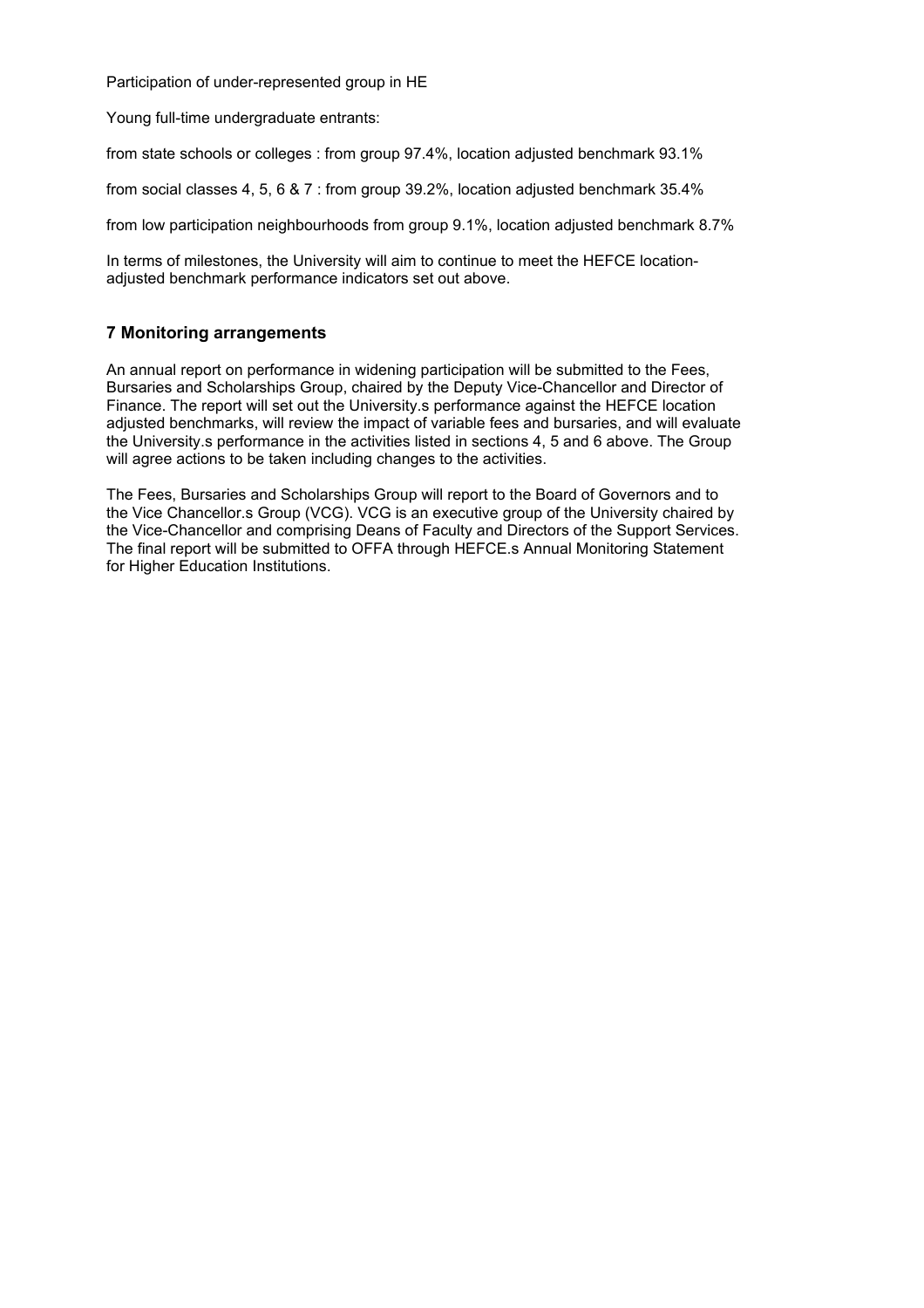Participation of under-represented group in HE

Young full-time undergraduate entrants:

from state schools or colleges : from group 97.4%, location adjusted benchmark 93.1%

from social classes 4, 5, 6 & 7 : from group 39.2%, location adjusted benchmark 35.4%

from low participation neighbourhoods from group 9.1%, location adjusted benchmark 8.7%

In terms of milestones, the University will aim to continue to meet the HEFCE location-adjusted benchmark performance indicators set out above.

## 7 Monitoring arrangements

An annual report on performance in widening participation will be submitted to the Fees, Bursaries and Scholarships Group, chaired by the Deputy Vice-Chancellor and Director of Finance. The report will set out the University.s performance against the HEFCE location adjusted benchmarks, will review the impact of variable fees and bursaries, and will evaluate the University.s performance in the activities listed in sections 4, 5 and 6 above. The Group will agree actions to be taken including changes to the activities.

The Fees, Bursaries and Scholarships Group will report to the Board of Governors and to the Vice Chancellor.s Group (VCG). VCG is an executive group of the University chaired by the Vice-Chancellor and comprising Deans of Faculty and Directors of the Support Services. The final report will be submitted to OFFA through HEFCE.s Annual Monitoring Statement for Higher Education Institutions.